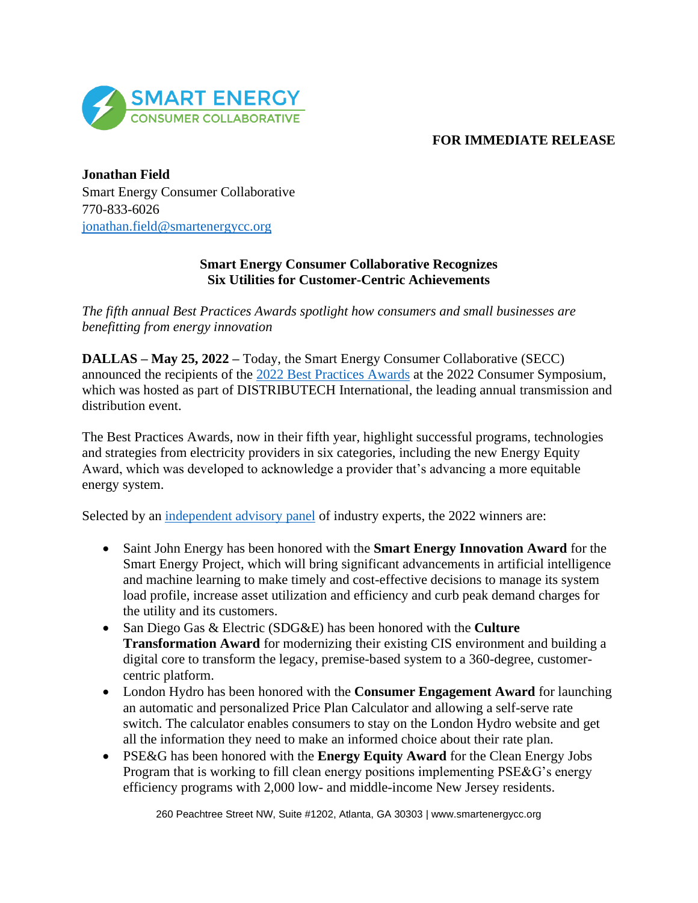SMART ENERGY
CONSUMER COLLABORATIVE

**FOR IMMEDIATE RELEASE**

**Jonathan Field**
Smart Energy Consumer Collaborative
770-833-6026
[jonathan.field@smartenergycc.org](mailto:jonathan.field@smartenergycc.org)

## Smart Energy Consumer Collaborative Recognizes Six Utilities for Customer-Centric Achievements

*The fifth annual Best Practices Awards spotlight how consumers and small businesses are benefitting from energy innovation*

**DALLAS – May 25, 2022 –** Today, the Smart Energy Consumer Collaborative (SECC) announced the recipients of the 2022 Best Practices Awards at the 2022 Consumer Symposium, which was hosted as part of DISTRIBUTECH International, the leading annual transmission and distribution event.

The Best Practices Awards, now in their fifth year, highlight successful programs, technologies and strategies from electricity providers in six categories, including the new Energy Equity Award, which was developed to acknowledge a provider that's advancing a more equitable energy system.

Selected by an independent advisory panel of industry experts, the 2022 winners are:

- Saint John Energy has been honored with the **Smart Energy Innovation Award** for the Smart Energy Project, which will bring significant advancements in artificial intelligence and machine learning to make timely and cost-effective decisions to manage its system load profile, increase asset utilization and efficiency and curb peak demand charges for the utility and its customers.
- San Diego Gas & Electric (SDG&E) has been honored with the **Culture Transformation Award** for modernizing their existing CIS environment and building a digital core to transform the legacy, premise-based system to a 360-degree, customer-centric platform.
- London Hydro has been honored with the **Consumer Engagement Award** for launching an automatic and personalized Price Plan Calculator and allowing a self-serve rate switch. The calculator enables consumers to stay on the London Hydro website and get all the information they need to make an informed choice about their rate plan.
- PSE&G has been honored with the **Energy Equity Award** for the Clean Energy Jobs Program that is working to fill clean energy positions implementing PSE&G's energy efficiency programs with 2,000 low- and middle-income New Jersey residents.

260 Peachtree Street NW, Suite #1202, Atlanta, GA 30303 | www.smartenergycc.org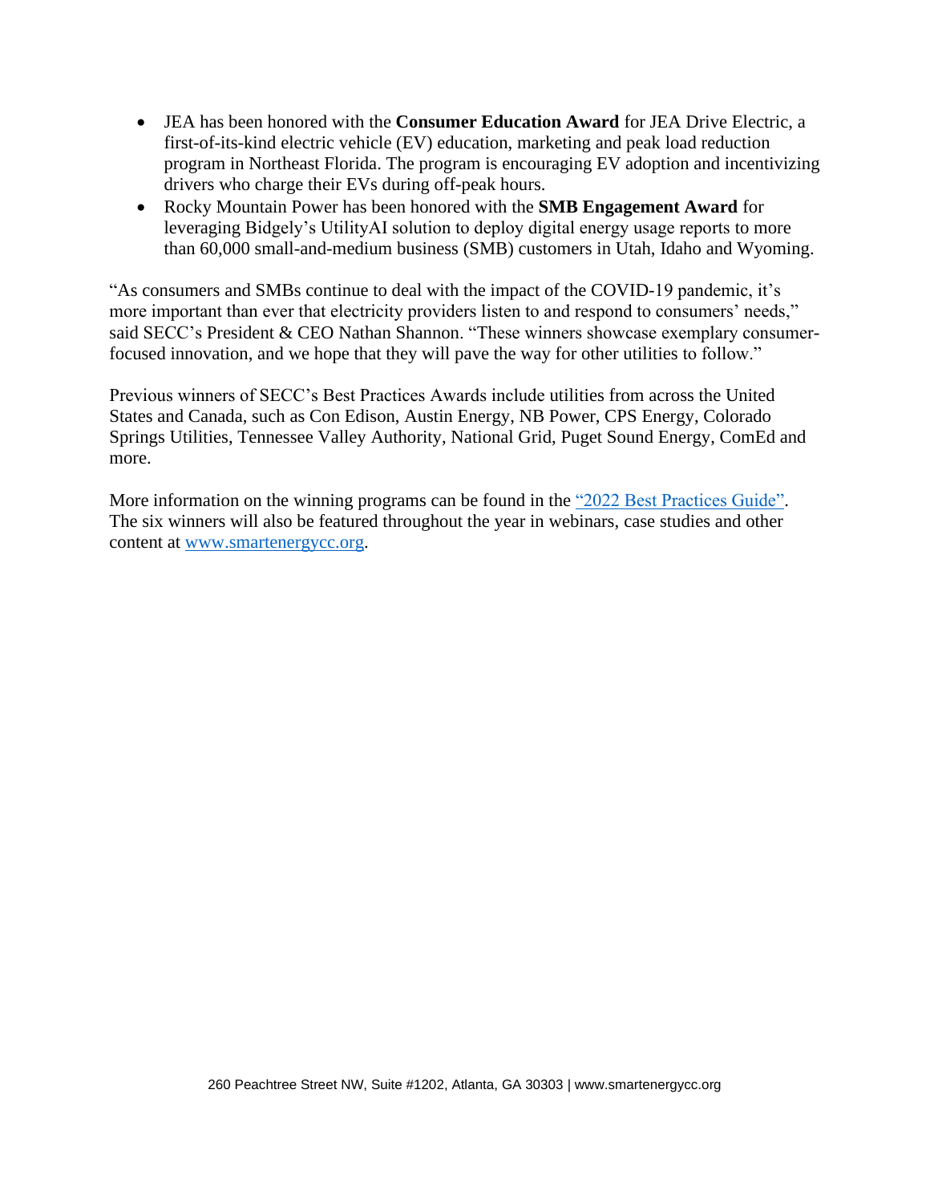- JEA has been honored with the **Consumer Education Award** for JEA Drive Electric, a first-of-its-kind electric vehicle (EV) education, marketing and peak load reduction program in Northeast Florida. The program is encouraging EV adoption and incentivizing drivers who charge their EVs during off-peak hours.
- Rocky Mountain Power has been honored with the **SMB Engagement Award** for leveraging Bidgely's UtilityAI solution to deploy digital energy usage reports to more than 60,000 small-and-medium business (SMB) customers in Utah, Idaho and Wyoming.

"As consumers and SMBs continue to deal with the impact of the COVID-19 pandemic, it's more important than ever that electricity providers listen to and respond to consumers' needs," said SECC's President & CEO Nathan Shannon. "These winners showcase exemplary consumer-focused innovation, and we hope that they will pave the way for other utilities to follow."

Previous winners of SECC's Best Practices Awards include utilities from across the United States and Canada, such as Con Edison, Austin Energy, NB Power, CPS Energy, Colorado Springs Utilities, Tennessee Valley Authority, National Grid, Puget Sound Energy, ComEd and more.

More information on the winning programs can be found in the "2022 Best Practices Guide". The six winners will also be featured throughout the year in webinars, case studies and other content at www.smartenergycc.org.